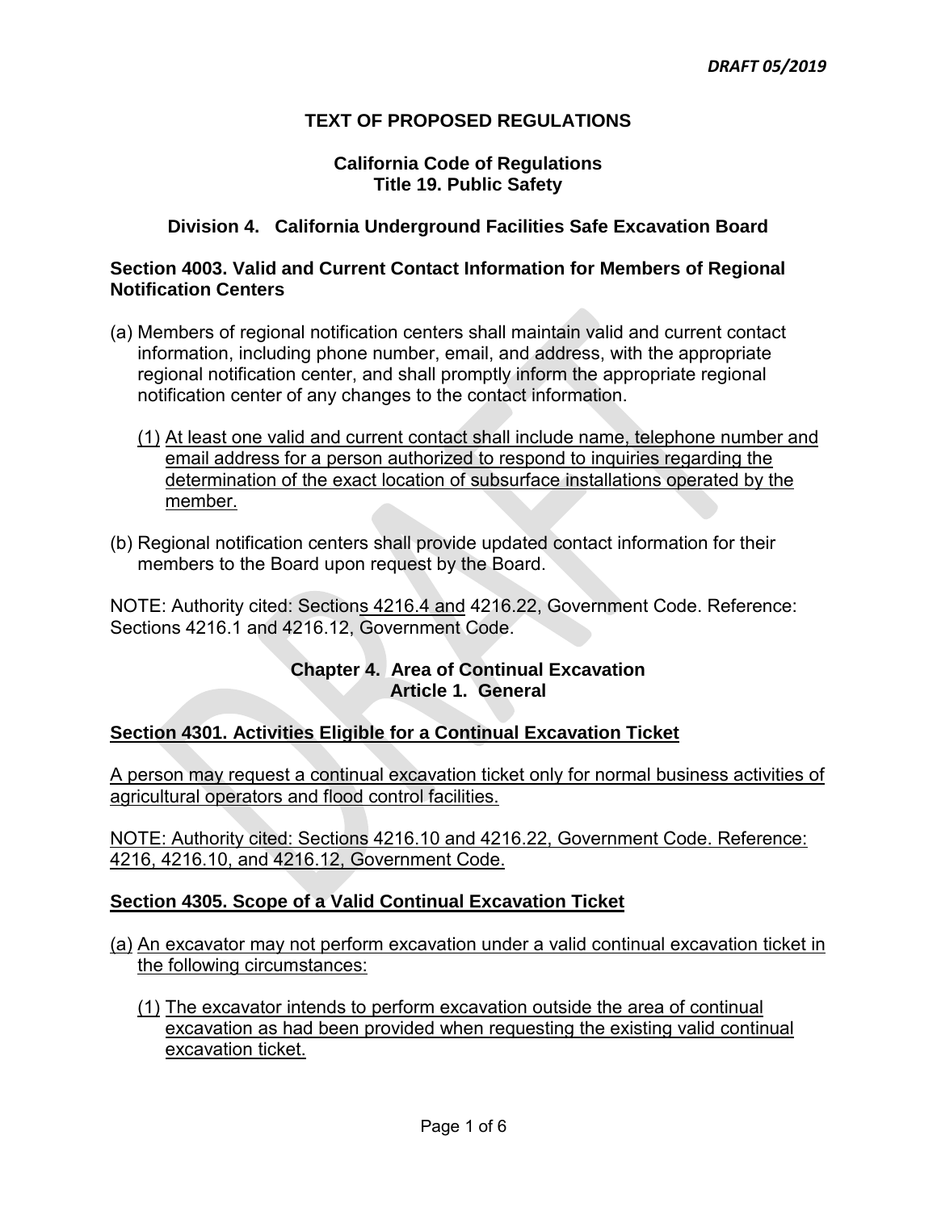*DRAFT 05/2019*

# TEXT OF PROPOSED REGULATIONS

## California Code of Regulations
## Title 19. Public Safety

## Division 4. California Underground Facilities Safe Excavation Board

### Section 4003. Valid and Current Contact Information for Members of Regional Notification Centers

(a) Members of regional notification centers shall maintain valid and current contact information, including phone number, email, and address, with the appropriate regional notification center, and shall promptly inform the appropriate regional notification center of any changes to the contact information.

  (1) At least one valid and current contact shall include name, telephone number and email address for a person authorized to respond to inquiries regarding the determination of the exact location of subsurface installations operated by the member.

(b) Regional notification centers shall provide updated contact information for their members to the Board upon request by the Board.

NOTE: Authority cited: Sections 4216.4 and 4216.22, Government Code. Reference: Sections 4216.1 and 4216.12, Government Code.

## Chapter 4. Area of Continual Excavation
## Article 1. General

### Section 4301. Activities Eligible for a Continual Excavation Ticket

A person may request a continual excavation ticket only for normal business activities of agricultural operators and flood control facilities.

NOTE: Authority cited: Sections 4216.10 and 4216.22, Government Code. Reference: 4216, 4216.10, and 4216.12, Government Code.

### Section 4305. Scope of a Valid Continual Excavation Ticket

(a) An excavator may not perform excavation under a valid continual excavation ticket in the following circumstances:

  (1) The excavator intends to perform excavation outside the area of continual excavation as had been provided when requesting the existing valid continual excavation ticket.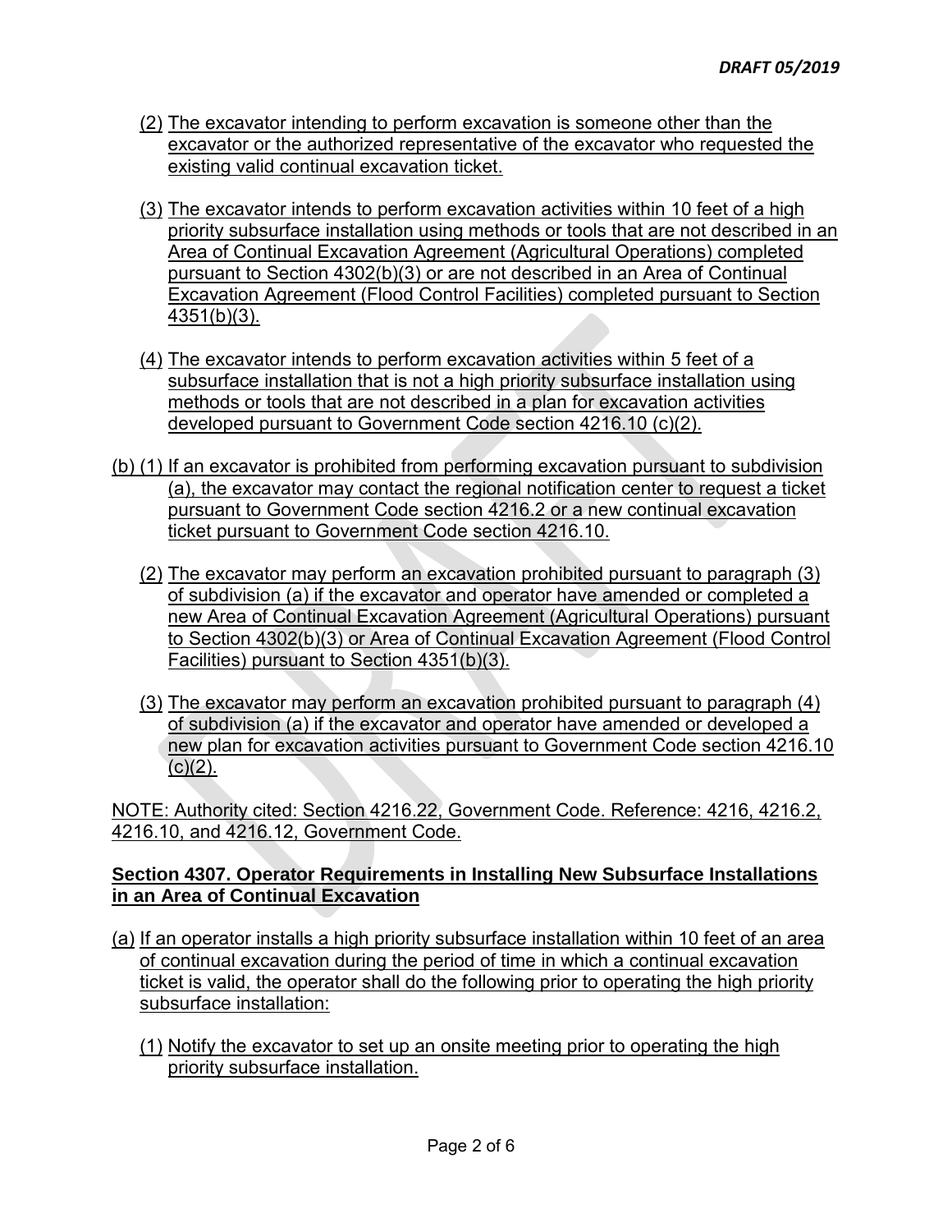(2) The excavator intending to perform excavation is someone other than the excavator or the authorized representative of the excavator who requested the existing valid continual excavation ticket.

(3) The excavator intends to perform excavation activities within 10 feet of a high priority subsurface installation using methods or tools that are not described in an Area of Continual Excavation Agreement (Agricultural Operations) completed pursuant to Section 4302(b)(3) or are not described in an Area of Continual Excavation Agreement (Flood Control Facilities) completed pursuant to Section 4351(b)(3).

(4) The excavator intends to perform excavation activities within 5 feet of a subsurface installation that is not a high priority subsurface installation using methods or tools that are not described in a plan for excavation activities developed pursuant to Government Code section 4216.10 (c)(2).

(b) (1) If an excavator is prohibited from performing excavation pursuant to subdivision (a), the excavator may contact the regional notification center to request a ticket pursuant to Government Code section 4216.2 or a new continual excavation ticket pursuant to Government Code section 4216.10.

(2) The excavator may perform an excavation prohibited pursuant to paragraph (3) of subdivision (a) if the excavator and operator have amended or completed a new Area of Continual Excavation Agreement (Agricultural Operations) pursuant to Section 4302(b)(3) or Area of Continual Excavation Agreement (Flood Control Facilities) pursuant to Section 4351(b)(3).

(3) The excavator may perform an excavation prohibited pursuant to paragraph (4) of subdivision (a) if the excavator and operator have amended or developed a new plan for excavation activities pursuant to Government Code section 4216.10 (c)(2).

NOTE: Authority cited: Section 4216.22, Government Code. Reference: 4216, 4216.2, 4216.10, and 4216.12, Government Code.

**Section 4307. Operator Requirements in Installing New Subsurface Installations in an Area of Continual Excavation**

(a) If an operator installs a high priority subsurface installation within 10 feet of an area of continual excavation during the period of time in which a continual excavation ticket is valid, the operator shall do the following prior to operating the high priority subsurface installation:

(1) Notify the excavator to set up an onsite meeting prior to operating the high priority subsurface installation.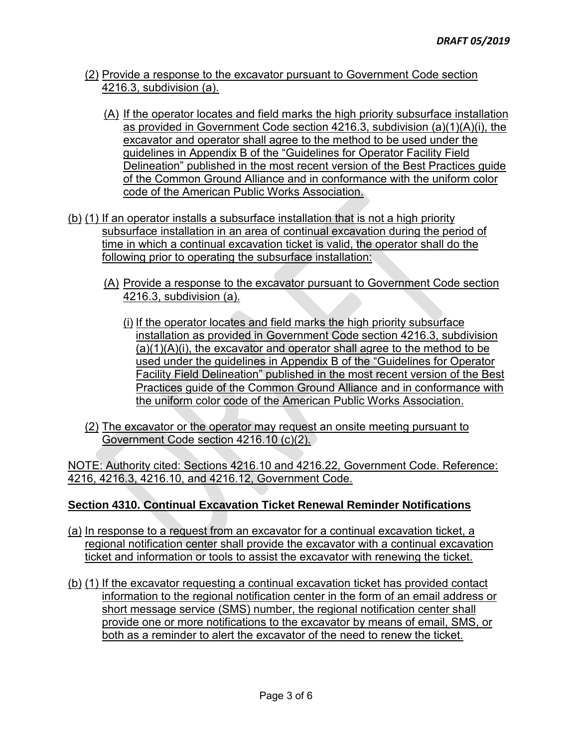(2) Provide a response to the excavator pursuant to Government Code section 4216.3, subdivision (a).

(A) If the operator locates and field marks the high priority subsurface installation as provided in Government Code section 4216.3, subdivision (a)(1)(A)(i), the excavator and operator shall agree to the method to be used under the guidelines in Appendix B of the "Guidelines for Operator Facility Field Delineation" published in the most recent version of the Best Practices guide of the Common Ground Alliance and in conformance with the uniform color code of the American Public Works Association.

(b) (1) If an operator installs a subsurface installation that is not a high priority subsurface installation in an area of continual excavation during the period of time in which a continual excavation ticket is valid, the operator shall do the following prior to operating the subsurface installation:

(A) Provide a response to the excavator pursuant to Government Code section 4216.3, subdivision (a).

(i) If the operator locates and field marks the high priority subsurface installation as provided in Government Code section 4216.3, subdivision (a)(1)(A)(i), the excavator and operator shall agree to the method to be used under the guidelines in Appendix B of the "Guidelines for Operator Facility Field Delineation" published in the most recent version of the Best Practices guide of the Common Ground Alliance and in conformance with the uniform color code of the American Public Works Association.

(2) The excavator or the operator may request an onsite meeting pursuant to Government Code section 4216.10 (c)(2).

NOTE: Authority cited: Sections 4216.10 and 4216.22, Government Code. Reference: 4216, 4216.3, 4216.10, and 4216.12, Government Code.

**Section 4310. Continual Excavation Ticket Renewal Reminder Notifications**

(a) In response to a request from an excavator for a continual excavation ticket, a regional notification center shall provide the excavator with a continual excavation ticket and information or tools to assist the excavator with renewing the ticket.

(b) (1) If the excavator requesting a continual excavation ticket has provided contact information to the regional notification center in the form of an email address or short message service (SMS) number, the regional notification center shall provide one or more notifications to the excavator by means of email, SMS, or both as a reminder to alert the excavator of the need to renew the ticket.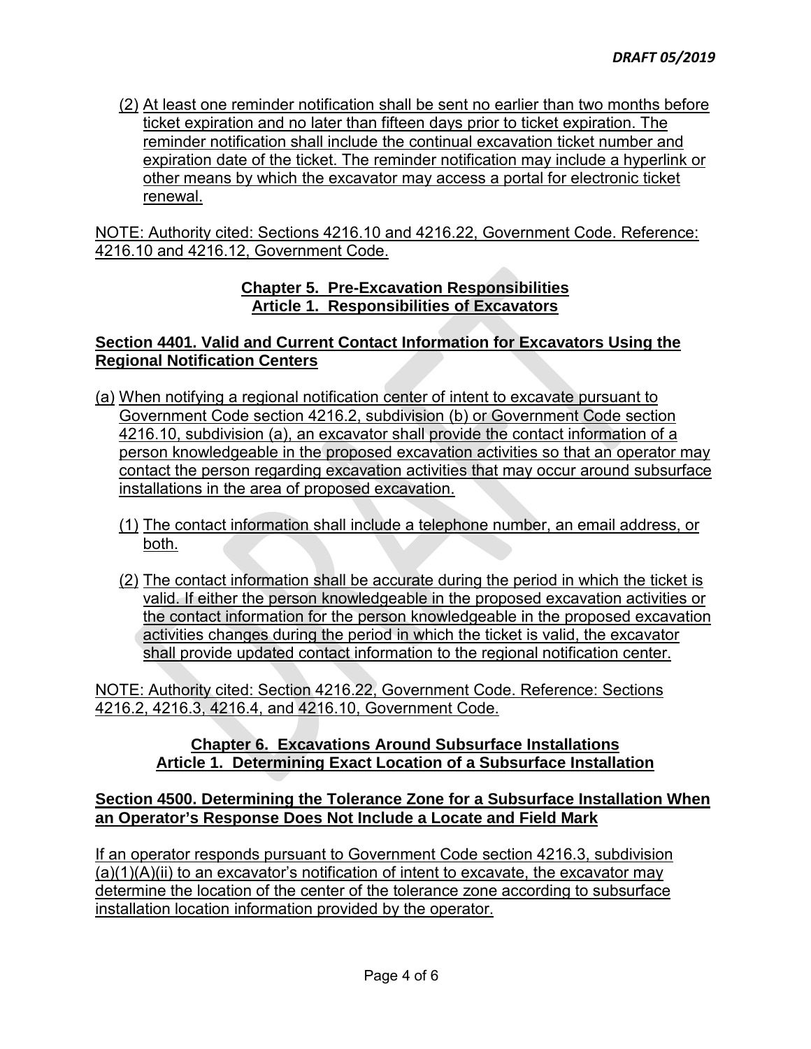(2) At least one reminder notification shall be sent no earlier than two months before ticket expiration and no later than fifteen days prior to ticket expiration. The reminder notification shall include the continual excavation ticket number and expiration date of the ticket. The reminder notification may include a hyperlink or other means by which the excavator may access a portal for electronic ticket renewal.

NOTE: Authority cited: Sections 4216.10 and 4216.22, Government Code. Reference: 4216.10 and 4216.12, Government Code.

## Chapter 5. Pre-Excavation Responsibilities
## Article 1. Responsibilities of Excavators

### Section 4401. Valid and Current Contact Information for Excavators Using the Regional Notification Centers

(a) When notifying a regional notification center of intent to excavate pursuant to Government Code section 4216.2, subdivision (b) or Government Code section 4216.10, subdivision (a), an excavator shall provide the contact information of a person knowledgeable in the proposed excavation activities so that an operator may contact the person regarding excavation activities that may occur around subsurface installations in the area of proposed excavation.

(1) The contact information shall include a telephone number, an email address, or both.

(2) The contact information shall be accurate during the period in which the ticket is valid. If either the person knowledgeable in the proposed excavation activities or the contact information for the person knowledgeable in the proposed excavation activities changes during the period in which the ticket is valid, the excavator shall provide updated contact information to the regional notification center.

NOTE: Authority cited: Section 4216.22, Government Code. Reference: Sections 4216.2, 4216.3, 4216.4, and 4216.10, Government Code.

## Chapter 6. Excavations Around Subsurface Installations
## Article 1. Determining Exact Location of a Subsurface Installation

### Section 4500. Determining the Tolerance Zone for a Subsurface Installation When an Operator's Response Does Not Include a Locate and Field Mark

If an operator responds pursuant to Government Code section 4216.3, subdivision (a)(1)(A)(ii) to an excavator's notification of intent to excavate, the excavator may determine the location of the center of the tolerance zone according to subsurface installation location information provided by the operator.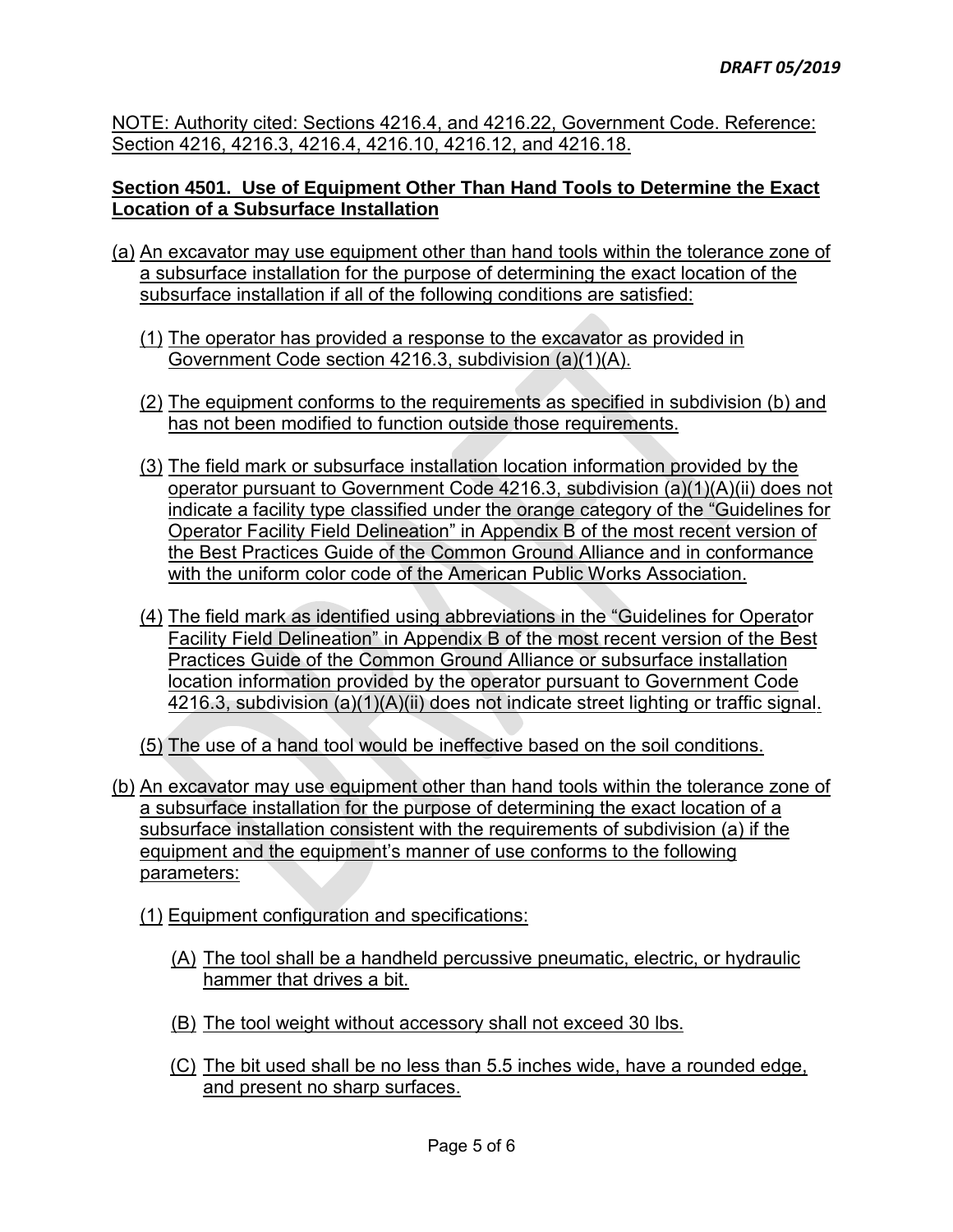NOTE: Authority cited: Sections 4216.4, and 4216.22, Government Code. Reference: Section 4216, 4216.3, 4216.4, 4216.10, 4216.12, and 4216.18.

**Section 4501. Use of Equipment Other Than Hand Tools to Determine the Exact Location of a Subsurface Installation**

(a) An excavator may use equipment other than hand tools within the tolerance zone of a subsurface installation for the purpose of determining the exact location of the subsurface installation if all of the following conditions are satisfied:

(1) The operator has provided a response to the excavator as provided in Government Code section 4216.3, subdivision (a)(1)(A).

(2) The equipment conforms to the requirements as specified in subdivision (b) and has not been modified to function outside those requirements.

(3) The field mark or subsurface installation location information provided by the operator pursuant to Government Code 4216.3, subdivision (a)(1)(A)(ii) does not indicate a facility type classified under the orange category of the "Guidelines for Operator Facility Field Delineation" in Appendix B of the most recent version of the Best Practices Guide of the Common Ground Alliance and in conformance with the uniform color code of the American Public Works Association.

(4) The field mark as identified using abbreviations in the "Guidelines for Operator Facility Field Delineation" in Appendix B of the most recent version of the Best Practices Guide of the Common Ground Alliance or subsurface installation location information provided by the operator pursuant to Government Code 4216.3, subdivision (a)(1)(A)(ii) does not indicate street lighting or traffic signal.

(5) The use of a hand tool would be ineffective based on the soil conditions.

(b) An excavator may use equipment other than hand tools within the tolerance zone of a subsurface installation for the purpose of determining the exact location of a subsurface installation consistent with the requirements of subdivision (a) if the equipment and the equipment's manner of use conforms to the following parameters:

(1) Equipment configuration and specifications:

(A) The tool shall be a handheld percussive pneumatic, electric, or hydraulic hammer that drives a bit.

(B) The tool weight without accessory shall not exceed 30 lbs.

(C) The bit used shall be no less than 5.5 inches wide, have a rounded edge, and present no sharp surfaces.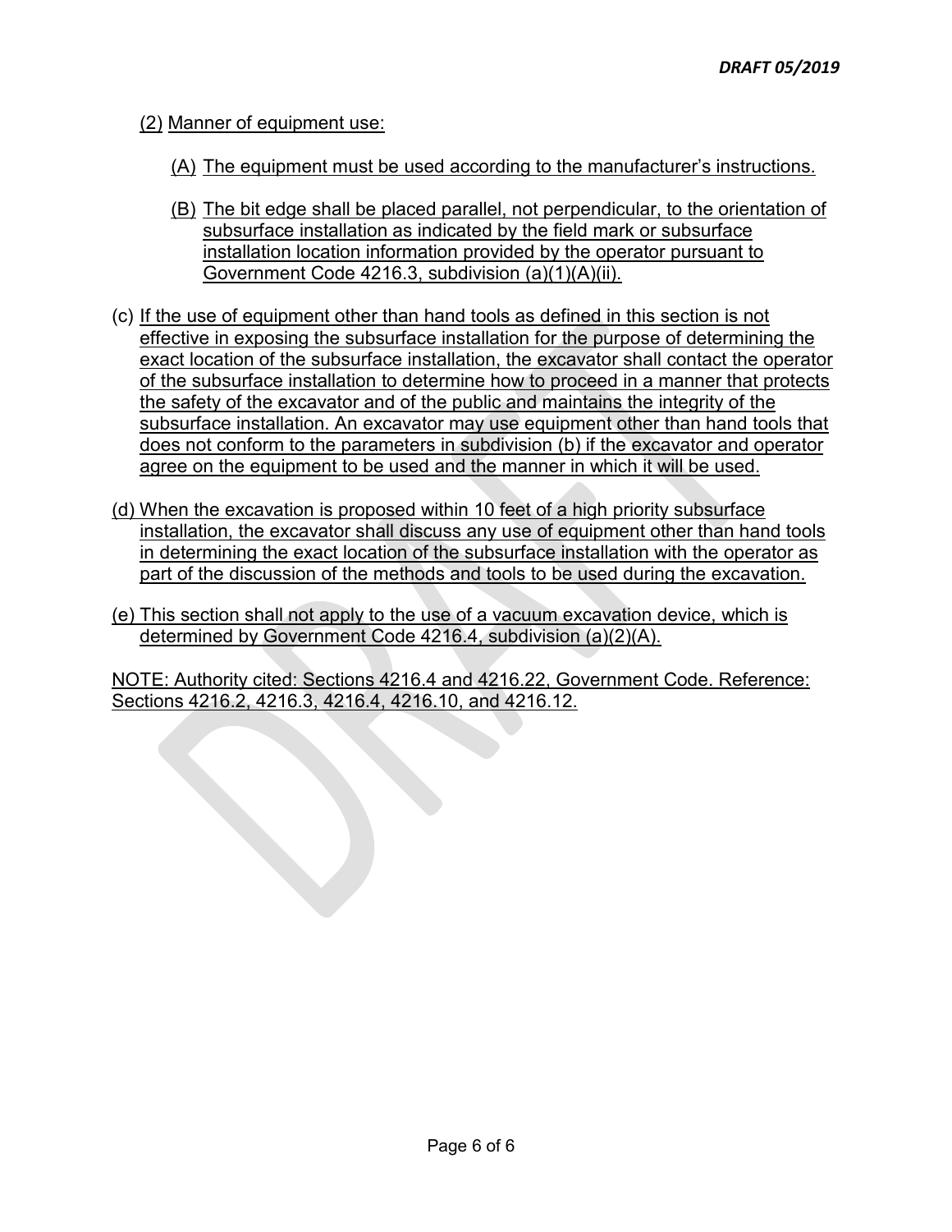(2) Manner of equipment use:

(A) The equipment must be used according to the manufacturer's instructions.

(B) The bit edge shall be placed parallel, not perpendicular, to the orientation of subsurface installation as indicated by the field mark or subsurface installation location information provided by the operator pursuant to Government Code 4216.3, subdivision (a)(1)(A)(ii).

(c) If the use of equipment other than hand tools as defined in this section is not effective in exposing the subsurface installation for the purpose of determining the exact location of the subsurface installation, the excavator shall contact the operator of the subsurface installation to determine how to proceed in a manner that protects the safety of the excavator and of the public and maintains the integrity of the subsurface installation. An excavator may use equipment other than hand tools that does not conform to the parameters in subdivision (b) if the excavator and operator agree on the equipment to be used and the manner in which it will be used.

(d) When the excavation is proposed within 10 feet of a high priority subsurface installation, the excavator shall discuss any use of equipment other than hand tools in determining the exact location of the subsurface installation with the operator as part of the discussion of the methods and tools to be used during the excavation.

(e) This section shall not apply to the use of a vacuum excavation device, which is determined by Government Code 4216.4, subdivision (a)(2)(A).

NOTE: Authority cited: Sections 4216.4 and 4216.22, Government Code. Reference: Sections 4216.2, 4216.3, 4216.4, 4216.10, and 4216.12.